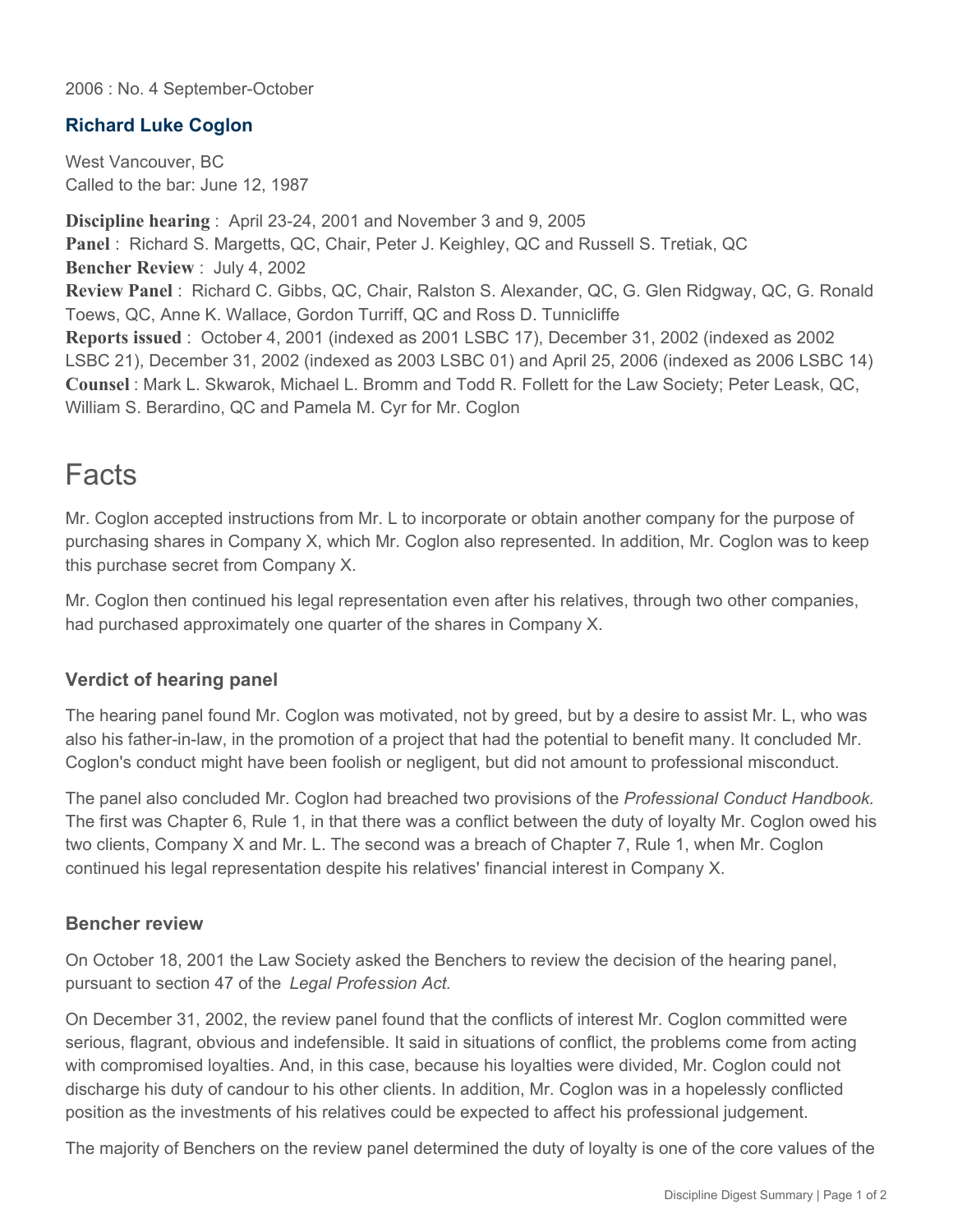2006 : No. 4 September-October

## Richard Luke Coglon

West Vancouver, BC
Called to the bar: June 12, 1987

**Discipline hearing** : April 23-24, 2001 and November 3 and 9, 2005
**Panel** : Richard S. Margetts, QC, Chair, Peter J. Keighley, QC and Russell S. Tretiak, QC
**Bencher Review** : July 4, 2002
**Review Panel** : Richard C. Gibbs, QC, Chair, Ralston S. Alexander, QC, G. Glen Ridgway, QC, G. Ronald Toews, QC, Anne K. Wallace, Gordon Turriff, QC and Ross D. Tunnicliffe
**Reports issued** : October 4, 2001 (indexed as 2001 LSBC 17), December 31, 2002 (indexed as 2002 LSBC 21), December 31, 2002 (indexed as 2003 LSBC 01) and April 25, 2006 (indexed as 2006 LSBC 14)
**Counsel** : Mark L. Skwarok, Michael L. Bromm and Todd R. Follett for the Law Society; Peter Leask, QC, William S. Berardino, QC and Pamela M. Cyr for Mr. Coglon

# Facts

Mr. Coglon accepted instructions from Mr. L to incorporate or obtain another company for the purpose of purchasing shares in Company X, which Mr. Coglon also represented. In addition, Mr. Coglon was to keep this purchase secret from Company X.

Mr. Coglon then continued his legal representation even after his relatives, through two other companies, had purchased approximately one quarter of the shares in Company X.

### Verdict of hearing panel

The hearing panel found Mr. Coglon was motivated, not by greed, but by a desire to assist Mr. L, who was also his father-in-law, in the promotion of a project that had the potential to benefit many. It concluded Mr. Coglon's conduct might have been foolish or negligent, but did not amount to professional misconduct.

The panel also concluded Mr. Coglon had breached two provisions of the *Professional Conduct Handbook.* The first was Chapter 6, Rule 1, in that there was a conflict between the duty of loyalty Mr. Coglon owed his two clients, Company X and Mr. L. The second was a breach of Chapter 7, Rule 1, when Mr. Coglon continued his legal representation despite his relatives' financial interest in Company X.

### Bencher review

On October 18, 2001 the Law Society asked the Benchers to review the decision of the hearing panel, pursuant to section 47 of the *Legal Profession Act.*

On December 31, 2002, the review panel found that the conflicts of interest Mr. Coglon committed were serious, flagrant, obvious and indefensible. It said in situations of conflict, the problems come from acting with compromised loyalties. And, in this case, because his loyalties were divided, Mr. Coglon could not discharge his duty of candour to his other clients. In addition, Mr. Coglon was in a hopelessly conflicted position as the investments of his relatives could be expected to affect his professional judgement.

The majority of Benchers on the review panel determined the duty of loyalty is one of the core values of the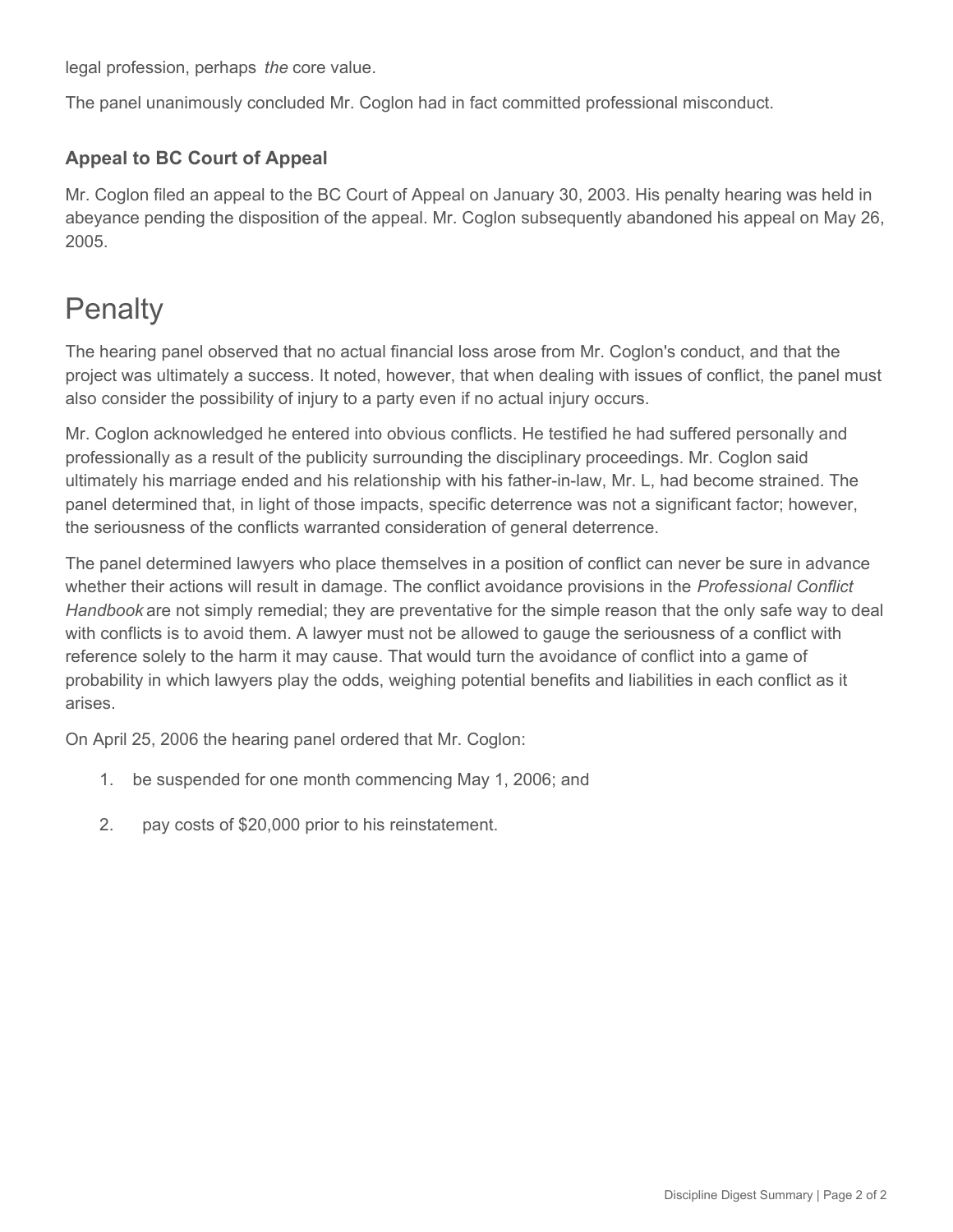legal profession, perhaps *the* core value.

The panel unanimously concluded Mr. Coglon had in fact committed professional misconduct.

### Appeal to BC Court of Appeal

Mr. Coglon filed an appeal to the BC Court of Appeal on January 30, 2003. His penalty hearing was held in abeyance pending the disposition of the appeal. Mr. Coglon subsequently abandoned his appeal on May 26, 2005.

## Penalty

The hearing panel observed that no actual financial loss arose from Mr. Coglon's conduct, and that the project was ultimately a success. It noted, however, that when dealing with issues of conflict, the panel must also consider the possibility of injury to a party even if no actual injury occurs.

Mr. Coglon acknowledged he entered into obvious conflicts. He testified he had suffered personally and professionally as a result of the publicity surrounding the disciplinary proceedings. Mr. Coglon said ultimately his marriage ended and his relationship with his father-in-law, Mr. L, had become strained. The panel determined that, in light of those impacts, specific deterrence was not a significant factor; however, the seriousness of the conflicts warranted consideration of general deterrence.

The panel determined lawyers who place themselves in a position of conflict can never be sure in advance whether their actions will result in damage. The conflict avoidance provisions in the *Professional Conflict Handbook* are not simply remedial; they are preventative for the simple reason that the only safe way to deal with conflicts is to avoid them. A lawyer must not be allowed to gauge the seriousness of a conflict with reference solely to the harm it may cause. That would turn the avoidance of conflict into a game of probability in which lawyers play the odds, weighing potential benefits and liabilities in each conflict as it arises.

On April 25, 2006 the hearing panel ordered that Mr. Coglon:

1. be suspended for one month commencing May 1, 2006; and
2. pay costs of $20,000 prior to his reinstatement.